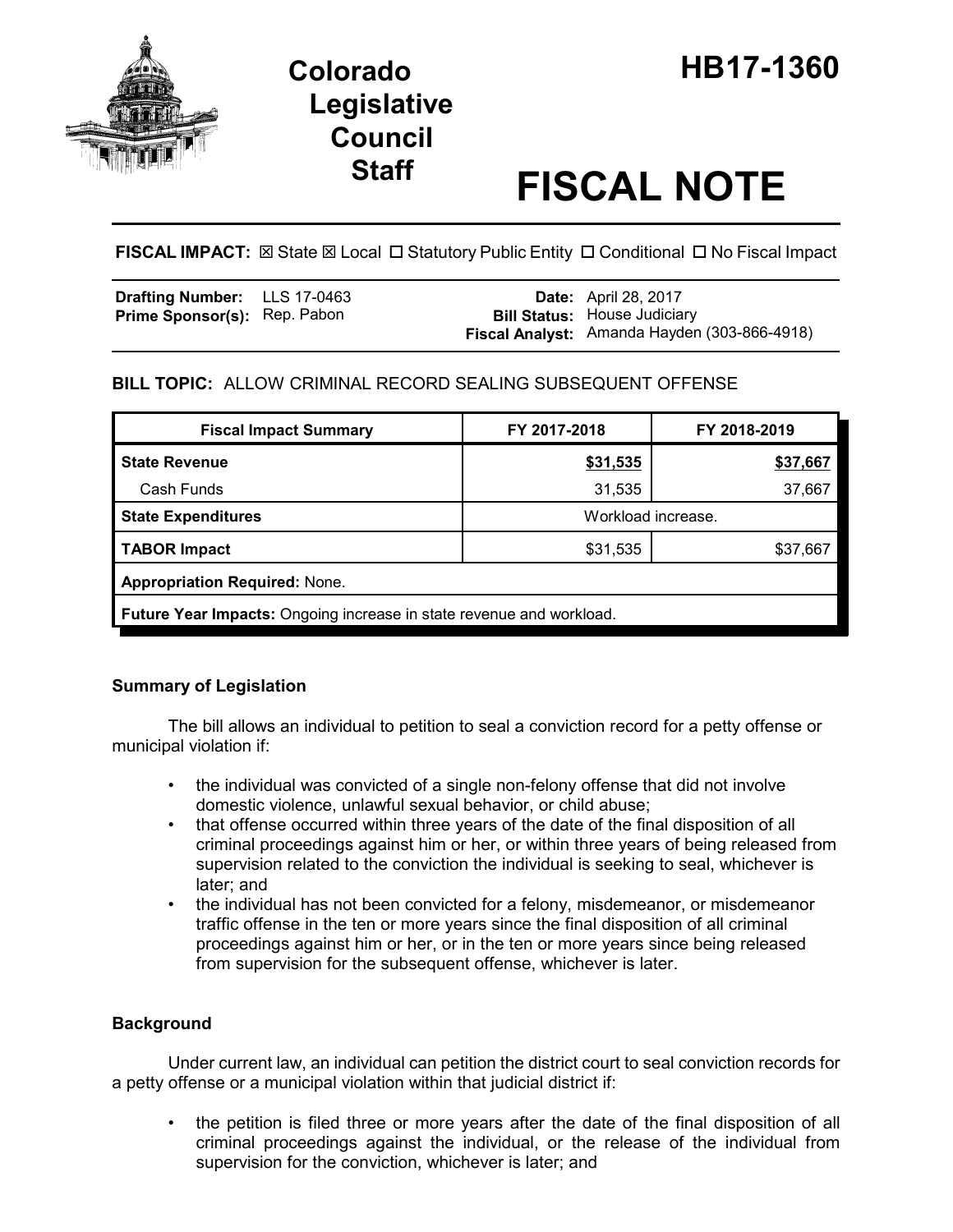# Colorado Legislative Council Staff

# HB17-1360

# FISCAL NOTE

**FISCAL IMPACT:** ☒ State ☒ Local ☐ Statutory Public Entity ☐ Conditional ☐ No Fiscal Impact

| | | | |
|---|---|---|---|
| **Drafting Number:** | LLS 17-0463 | **Date:** | April 28, 2017 |
| **Prime Sponsor(s):** | Rep. Pabon | **Bill Status:** | House Judiciary |
| | | **Fiscal Analyst:** | Amanda Hayden (303-866-4918) |

## BILL TOPIC: ALLOW CRIMINAL RECORD SEALING SUBSEQUENT OFFENSE

| Fiscal Impact Summary | FY 2017-2018 | FY 2018-2019 |
|---|---|---|
| **State Revenue** | **$31,535** | **$37,667** |
| Cash Funds | 31,535 | 37,667 |
| **State Expenditures** | Workload increase. | |
| **TABOR Impact** | $31,535 | $37,667 |
| **Appropriation Required:** None. | | |
| **Future Year Impacts:** Ongoing increase in state revenue and workload. | | |

### Summary of Legislation

The bill allows an individual to petition to seal a conviction record for a petty offense or municipal violation if:

- the individual was convicted of a single non-felony offense that did not involve domestic violence, unlawful sexual behavior, or child abuse;
- that offense occurred within three years of the date of the final disposition of all criminal proceedings against him or her, or within three years of being released from supervision related to the conviction the individual is seeking to seal, whichever is later; and
- the individual has not been convicted for a felony, misdemeanor, or misdemeanor traffic offense in the ten or more years since the final disposition of all criminal proceedings against him or her, or in the ten or more years since being released from supervision for the subsequent offense, whichever is later.

### Background

Under current law, an individual can petition the district court to seal conviction records for a petty offense or a municipal violation within that judicial district if:

- the petition is filed three or more years after the date of the final disposition of all criminal proceedings against the individual, or the release of the individual from supervision for the conviction, whichever is later; and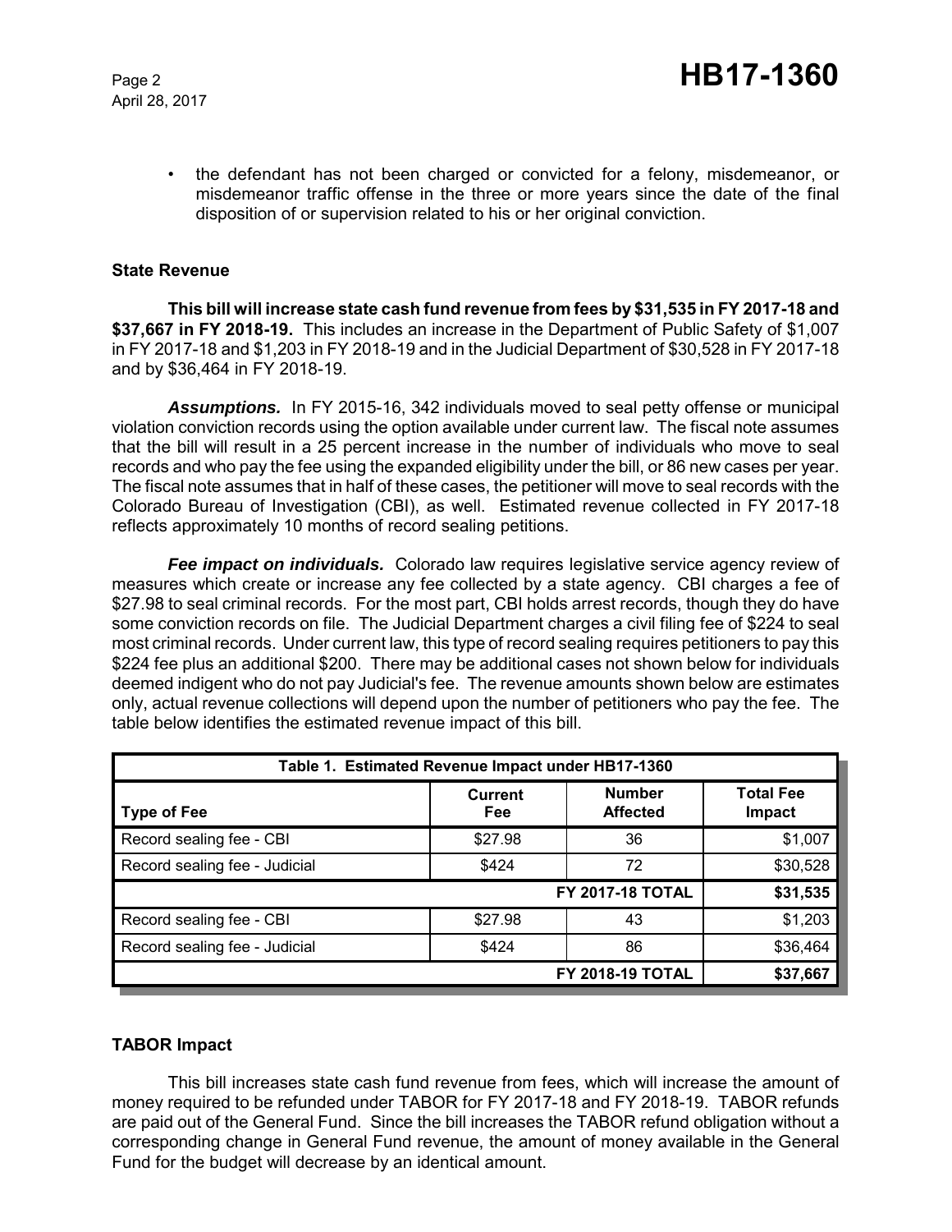- the defendant has not been charged or convicted for a felony, misdemeanor, or misdemeanor traffic offense in the three or more years since the date of the final disposition of or supervision related to his or her original conviction.

### State Revenue

**This bill will increase state cash fund revenue from fees by $31,535 in FY 2017-18 and $37,667 in FY 2018-19.** This includes an increase in the Department of Public Safety of $1,007 in FY 2017-18 and $1,203 in FY 2018-19 and in the Judicial Department of $30,528 in FY 2017-18 and by $36,464 in FY 2018-19.

***Assumptions.*** In FY 2015-16, 342 individuals moved to seal petty offense or municipal violation conviction records using the option available under current law. The fiscal note assumes that the bill will result in a 25 percent increase in the number of individuals who move to seal records and who pay the fee using the expanded eligibility under the bill, or 86 new cases per year. The fiscal note assumes that in half of these cases, the petitioner will move to seal records with the Colorado Bureau of Investigation (CBI), as well. Estimated revenue collected in FY 2017-18 reflects approximately 10 months of record sealing petitions.

***Fee impact on individuals.*** Colorado law requires legislative service agency review of measures which create or increase any fee collected by a state agency. CBI charges a fee of $27.98 to seal criminal records. For the most part, CBI holds arrest records, though they do have some conviction records on file. The Judicial Department charges a civil filing fee of $224 to seal most criminal records. Under current law, this type of record sealing requires petitioners to pay this $224 fee plus an additional $200. There may be additional cases not shown below for individuals deemed indigent who do not pay Judicial's fee. The revenue amounts shown below are estimates only, actual revenue collections will depend upon the number of petitioners who pay the fee. The table below identifies the estimated revenue impact of this bill.

**Table 1. Estimated Revenue Impact under HB17-1360**

| Type of Fee | Current Fee | Number Affected | Total Fee Impact |
|---|---|---|---|
| Record sealing fee - CBI | $27.98 | 36 | $1,007 |
| Record sealing fee - Judicial | $424 | 72 | $30,528 |
| | | **FY 2017-18 TOTAL** | **$31,535** |
| Record sealing fee - CBI | $27.98 | 43 | $1,203 |
| Record sealing fee - Judicial | $424 | 86 | $36,464 |
| | | **FY 2018-19 TOTAL** | **$37,667** |

### TABOR Impact

This bill increases state cash fund revenue from fees, which will increase the amount of money required to be refunded under TABOR for FY 2017-18 and FY 2018-19. TABOR refunds are paid out of the General Fund. Since the bill increases the TABOR refund obligation without a corresponding change in General Fund revenue, the amount of money available in the General Fund for the budget will decrease by an identical amount.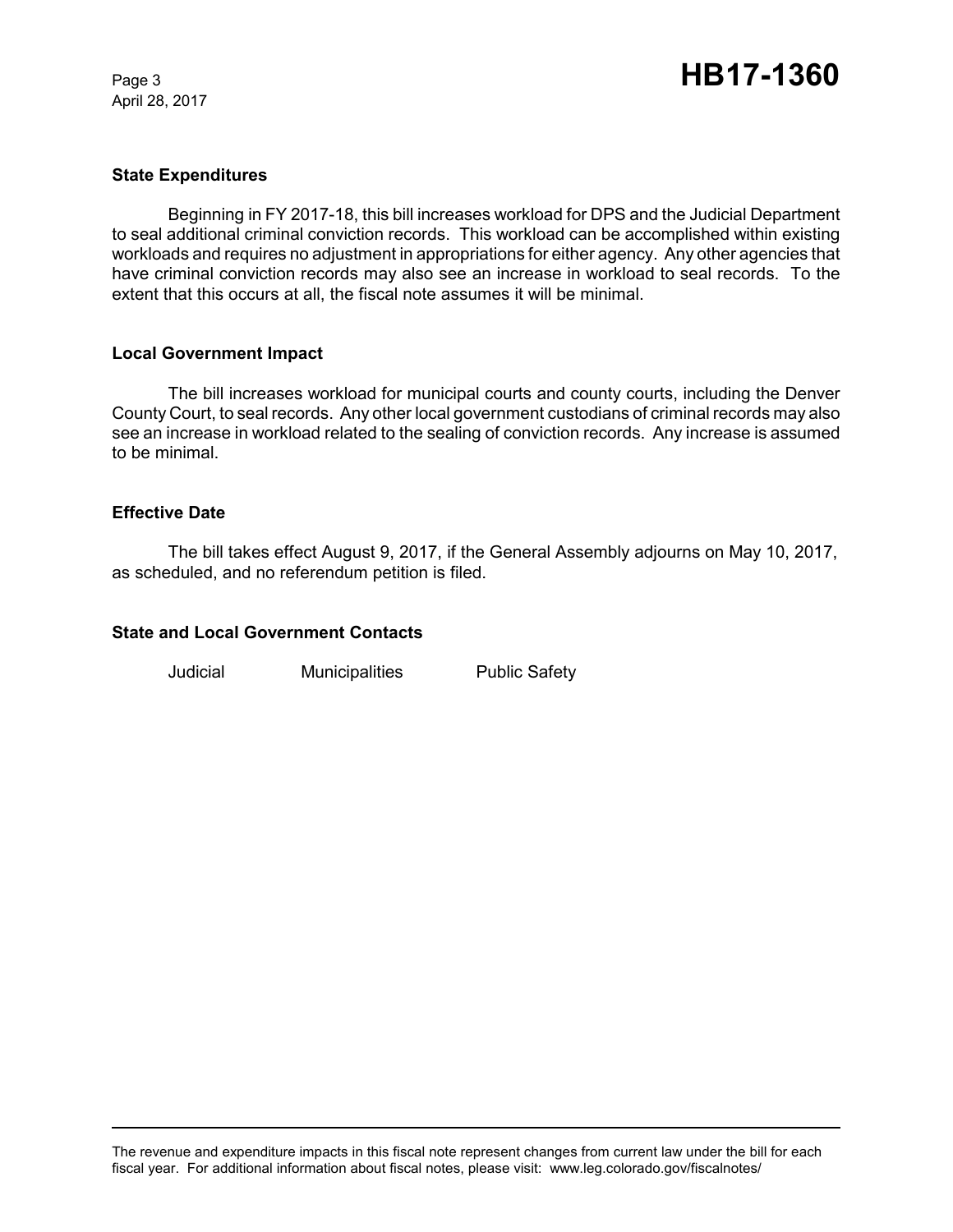### State Expenditures

Beginning in FY 2017-18, this bill increases workload for DPS and the Judicial Department to seal additional criminal conviction records. This workload can be accomplished within existing workloads and requires no adjustment in appropriations for either agency. Any other agencies that have criminal conviction records may also see an increase in workload to seal records. To the extent that this occurs at all, the fiscal note assumes it will be minimal.

### Local Government Impact

The bill increases workload for municipal courts and county courts, including the Denver County Court, to seal records. Any other local government custodians of criminal records may also see an increase in workload related to the sealing of conviction records. Any increase is assumed to be minimal.

### Effective Date

The bill takes effect August 9, 2017, if the General Assembly adjourns on May 10, 2017, as scheduled, and no referendum petition is filed.

### State and Local Government Contacts

Judicial    Municipalities    Public Safety

The revenue and expenditure impacts in this fiscal note represent changes from current law under the bill for each fiscal year. For additional information about fiscal notes, please visit: www.leg.colorado.gov/fiscalnotes/